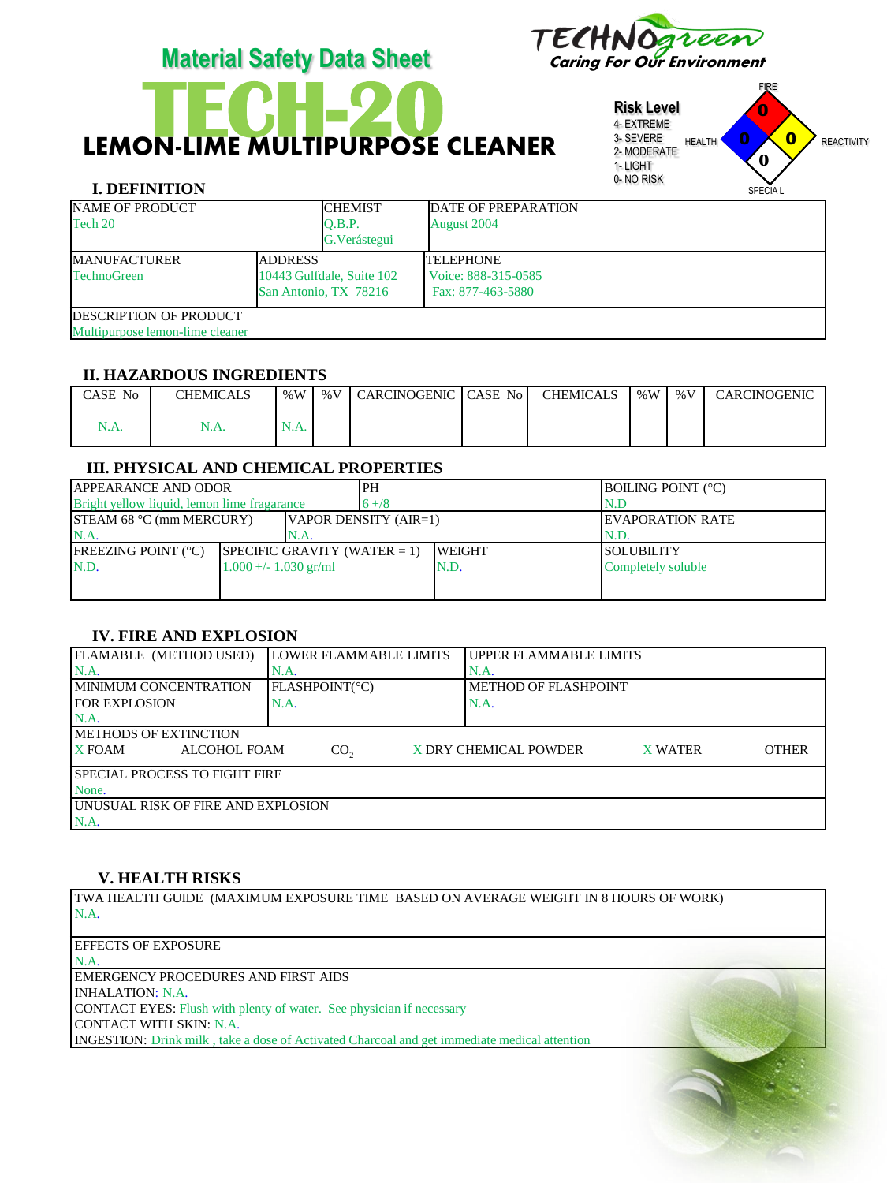# Material Safety Data Sheet

TECHNOgreen
Caring For Our Environment

# TECH-20

## LEMON-LIME MULTIPURPOSE CLEANER

**Risk Level**
4- EXTREME
3- SEVERE
2- MODERATE
1- LIGHT
0- NO RISK

FIRE: 0
HEALTH: 0
REACTIVITY: 0
SPECIAL: 0

### I. DEFINITION

| NAME OF PRODUCT | CHEMIST | DATE OF PREPARATION |
|---|---|---|
| Tech 20 | Q.B.P. G.Verástegui | August 2004 |

| MANUFACTURER | ADDRESS | TELEPHONE |
|---|---|---|
| TechnoGreen | 10443 Gulfdale, Suite 102 San Antonio, TX 78216 | Voice: 888-315-0585 Fax: 877-463-5880 |

DESCRIPTION OF PRODUCT
Multipurpose lemon-lime cleaner

### II. HAZARDOUS INGREDIENTS

| CASE No | CHEMICALS | %W | %V | CARCINOGENIC | CASE No | CHEMICALS | %W | %V | CARCINOGENIC |
|---|---|---|---|---|---|---|---|---|---|
| N.A. | N.A. | N.A. | | | | | | | |

### III. PHYSICAL AND CHEMICAL PROPERTIES

| APPEARANCE AND ODOR | PH | BOILING POINT (°C) |
|---|---|---|
| Bright yellow liquid, lemon lime fragarance | 6 +/8 | N.D |

| STEAM 68 °C (mm MERCURY) | VAPOR DENSITY (AIR=1) | EVAPORATION RATE |
|---|---|---|
| N.A. | N.A. | N.D. |

| FREEZING POINT (°C) | SPECIFIC GRAVITY (WATER = 1) | WEIGHT | SOLUBILITY |
|---|---|---|---|
| N.D. | 1.000 +/- 1.030 gr/ml | N.D. | Completely soluble |

### IV. FIRE AND EXPLOSION

| FLAMABLE (METHOD USED) | LOWER FLAMMABLE LIMITS | UPPER FLAMMABLE LIMITS |
|---|---|---|
| N.A. | N.A. | N.A. |
| MINIMUM CONCENTRATION FOR EXPLOSION | FLASHPOINT(°C) | METHOD OF FLASHPOINT |
| N.A. | N.A. | N.A. |

METHODS OF EXTINCTION
X FOAM    ALCOHOL FOAM    $CO_2$    X DRY CHEMICAL POWDER    X WATER    OTHER

SPECIAL PROCESS TO FIGHT FIRE
None.

UNUSUAL RISK OF FIRE AND EXPLOSION
N.A.

### V. HEALTH RISKS

TWA HEALTH GUIDE (MAXIMUM EXPOSURE TIME BASED ON AVERAGE WEIGHT IN 8 HOURS OF WORK)
N.A.

EFFECTS OF EXPOSURE
N.A.

EMERGENCY PROCEDURES AND FIRST AIDS
INHALATION: N.A.
CONTACT EYES: Flush with plenty of water. See physician if necessary
CONTACT WITH SKIN: N.A.
INGESTION: Drink milk , take a dose of Activated Charcoal and get immediate medical attention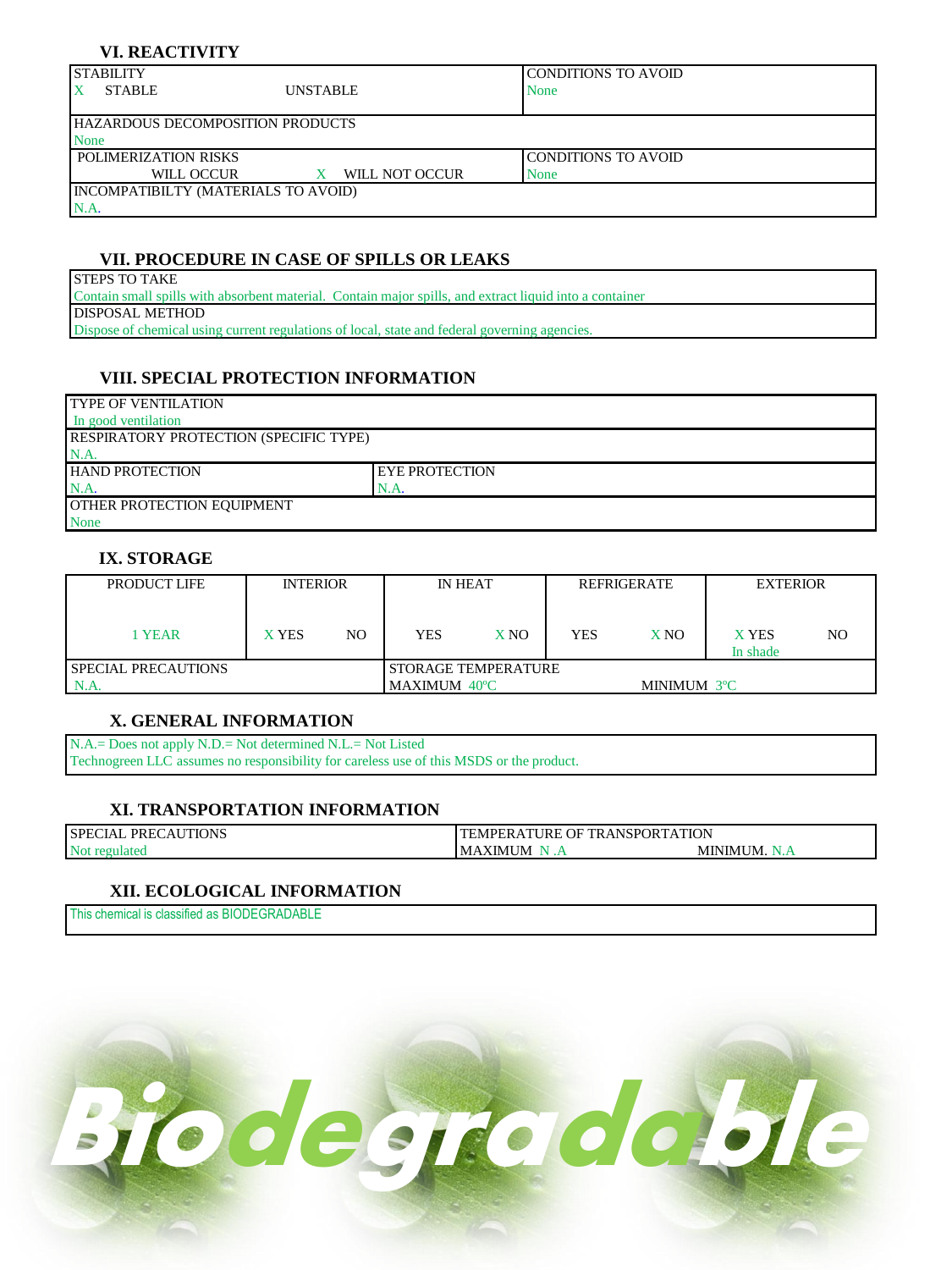## VI. REACTIVITY

| | |
|---|---|
| STABILITY<br>X STABLE &nbsp;&nbsp; UNSTABLE | CONDITIONS TO AVOID<br>None |
| HAZARDOUS DECOMPOSITION PRODUCTS<br>None | |
| POLIMERIZATION RISKS<br>WILL OCCUR &nbsp;&nbsp; X WILL NOT OCCUR | CONDITIONS TO AVOID<br>None |
| INCOMPATIBILTY (MATERIALS TO AVOID)<br>N.A. | |

## VII. PROCEDURE IN CASE OF SPILLS OR LEAKS

| |
|---|
| STEPS TO TAKE<br>Contain small spills with absorbent material. Contain major spills, and extract liquid into a container |
| DISPOSAL METHOD<br>Dispose of chemical using current regulations of local, state and federal governing agencies. |

## VIII. SPECIAL PROTECTION INFORMATION

| | |
|---|---|
| TYPE OF VENTILATION<br>In good ventilation | |
| RESPIRATORY PROTECTION (SPECIFIC TYPE)<br>N.A. | |
| HAND PROTECTION<br>N.A. | EYE PROTECTION<br>N.A. |
| OTHER PROTECTION EQUIPMENT<br>None | |

## IX. STORAGE

| PRODUCT LIFE | INTERIOR | | IN HEAT | | REFRIGERATE | | EXTERIOR | |
|---|---|---|---|---|---|---|---|---|
| 1 YEAR | X YES | NO | YES | X NO | YES | X NO | X YES<br>In shade | NO |
| SPECIAL PRECAUTIONS<br>N.A. | | | STORAGE TEMPERATURE<br>MAXIMUM 40ºC | | | MINIMUM 3ºC | | |

## X. GENERAL INFORMATION

N.A.= Does not apply N.D.= Not determined N.L.= Not Listed
Technogreen LLC assumes no responsibility for careless use of this MSDS or the product.

## XI. TRANSPORTATION INFORMATION

| | | |
|---|---|---|
| SPECIAL PRECAUTIONS<br>Not regulated | TEMPERATURE OF TRANSPORTATION<br>MAXIMUM N .A | MINIMUM. N.A |

## XII. ECOLOGICAL INFORMATION

This chemical is classified as BIODEGRADABLE

Biodegradable